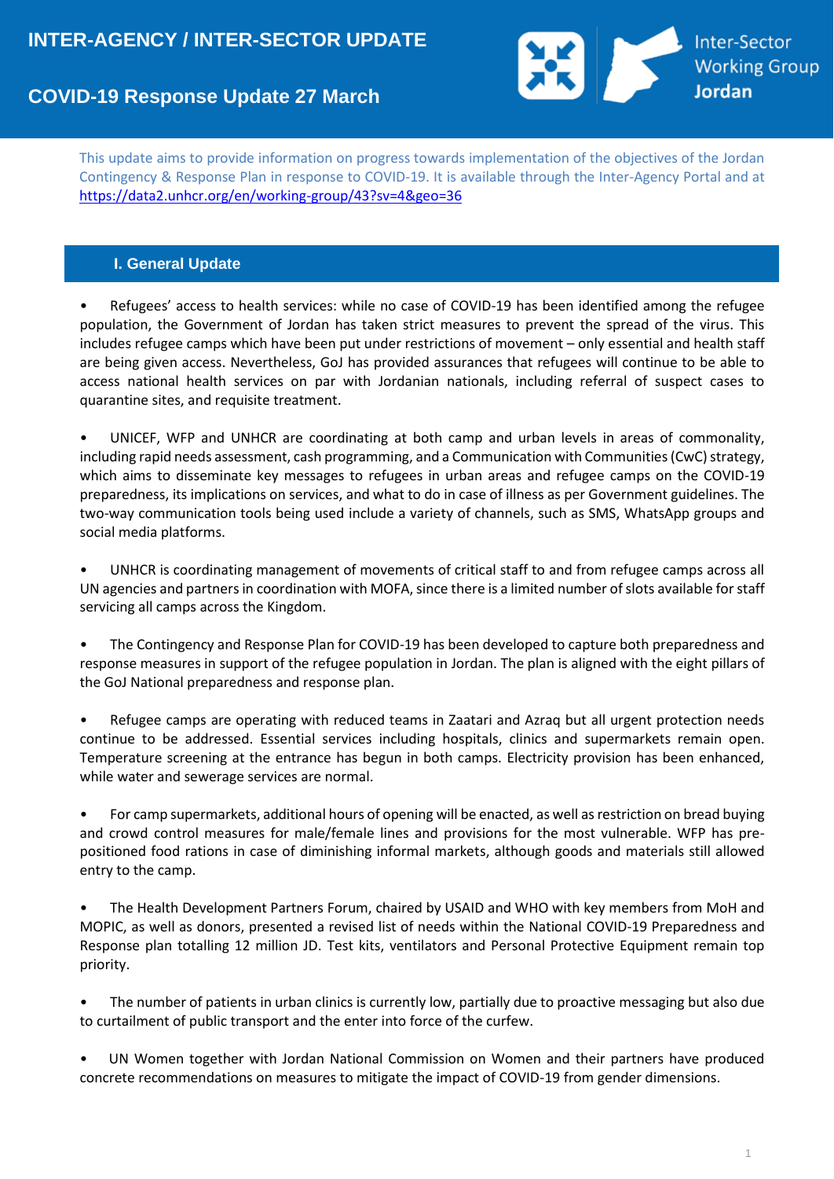# INTER-AGENCY / INTER-SECTOR UPDATE

## COVID-19 Response Update 27 March

Inter-Sector Working Group Jordan

This update aims to provide information on progress towards implementation of the objectives of the Jordan Contingency & Response Plan in response to COVID-19. It is available through the Inter-Agency Portal and at https://data2.unhcr.org/en/working-group/43?sv=4&geo=36

## I. General Update

- Refugees' access to health services: while no case of COVID-19 has been identified among the refugee population, the Government of Jordan has taken strict measures to prevent the spread of the virus. This includes refugee camps which have been put under restrictions of movement – only essential and health staff are being given access. Nevertheless, GoJ has provided assurances that refugees will continue to be able to access national health services on par with Jordanian nationals, including referral of suspect cases to quarantine sites, and requisite treatment.

- UNICEF, WFP and UNHCR are coordinating at both camp and urban levels in areas of commonality, including rapid needs assessment, cash programming, and a Communication with Communities (CwC) strategy, which aims to disseminate key messages to refugees in urban areas and refugee camps on the COVID-19 preparedness, its implications on services, and what to do in case of illness as per Government guidelines. The two-way communication tools being used include a variety of channels, such as SMS, WhatsApp groups and social media platforms.

- UNHCR is coordinating management of movements of critical staff to and from refugee camps across all UN agencies and partners in coordination with MOFA, since there is a limited number of slots available for staff servicing all camps across the Kingdom.

- The Contingency and Response Plan for COVID-19 has been developed to capture both preparedness and response measures in support of the refugee population in Jordan. The plan is aligned with the eight pillars of the GoJ National preparedness and response plan.

- Refugee camps are operating with reduced teams in Zaatari and Azraq but all urgent protection needs continue to be addressed. Essential services including hospitals, clinics and supermarkets remain open. Temperature screening at the entrance has begun in both camps. Electricity provision has been enhanced, while water and sewerage services are normal.

- For camp supermarkets, additional hours of opening will be enacted, as well as restriction on bread buying and crowd control measures for male/female lines and provisions for the most vulnerable. WFP has pre-positioned food rations in case of diminishing informal markets, although goods and materials still allowed entry to the camp.

- The Health Development Partners Forum, chaired by USAID and WHO with key members from MoH and MOPIC, as well as donors, presented a revised list of needs within the National COVID-19 Preparedness and Response plan totalling 12 million JD. Test kits, ventilators and Personal Protective Equipment remain top priority.

- The number of patients in urban clinics is currently low, partially due to proactive messaging but also due to curtailment of public transport and the enter into force of the curfew.

- UN Women together with Jordan National Commission on Women and their partners have produced concrete recommendations on measures to mitigate the impact of COVID-19 from gender dimensions.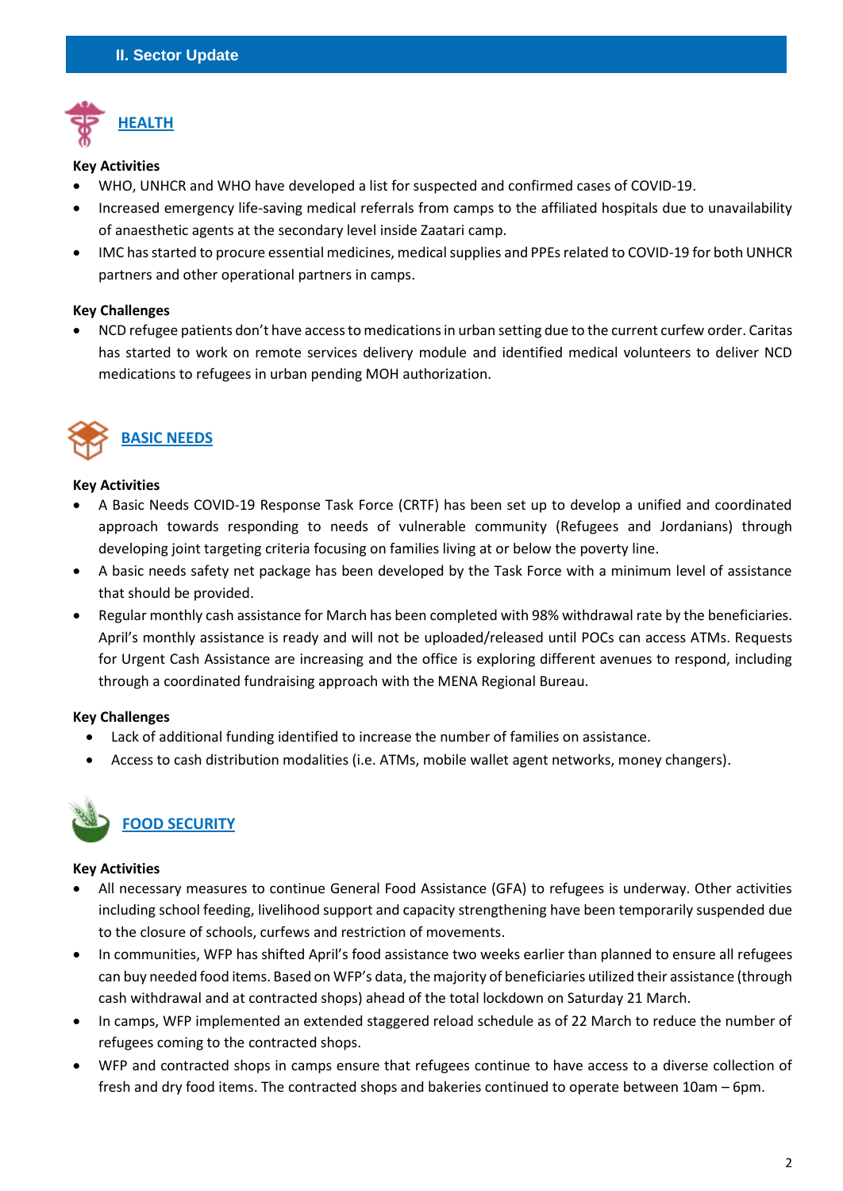## II. Sector Update

### HEALTH

**Key Activities**

- WHO, UNHCR and WHO have developed a list for suspected and confirmed cases of COVID-19.
- Increased emergency life-saving medical referrals from camps to the affiliated hospitals due to unavailability of anaesthetic agents at the secondary level inside Zaatari camp.
- IMC has started to procure essential medicines, medical supplies and PPEs related to COVID-19 for both UNHCR partners and other operational partners in camps.

**Key Challenges**

- NCD refugee patients don't have access to medications in urban setting due to the current curfew order. Caritas has started to work on remote services delivery module and identified medical volunteers to deliver NCD medications to refugees in urban pending MOH authorization.

### BASIC NEEDS

**Key Activities**

- A Basic Needs COVID-19 Response Task Force (CRTF) has been set up to develop a unified and coordinated approach towards responding to needs of vulnerable community (Refugees and Jordanians) through developing joint targeting criteria focusing on families living at or below the poverty line.
- A basic needs safety net package has been developed by the Task Force with a minimum level of assistance that should be provided.
- Regular monthly cash assistance for March has been completed with 98% withdrawal rate by the beneficiaries. April's monthly assistance is ready and will not be uploaded/released until POCs can access ATMs. Requests for Urgent Cash Assistance are increasing and the office is exploring different avenues to respond, including through a coordinated fundraising approach with the MENA Regional Bureau.

**Key Challenges**

- Lack of additional funding identified to increase the number of families on assistance.
- Access to cash distribution modalities (i.e. ATMs, mobile wallet agent networks, money changers).

### FOOD SECURITY

**Key Activities**

- All necessary measures to continue General Food Assistance (GFA) to refugees is underway. Other activities including school feeding, livelihood support and capacity strengthening have been temporarily suspended due to the closure of schools, curfews and restriction of movements.
- In communities, WFP has shifted April's food assistance two weeks earlier than planned to ensure all refugees can buy needed food items. Based on WFP's data, the majority of beneficiaries utilized their assistance (through cash withdrawal and at contracted shops) ahead of the total lockdown on Saturday 21 March.
- In camps, WFP implemented an extended staggered reload schedule as of 22 March to reduce the number of refugees coming to the contracted shops.
- WFP and contracted shops in camps ensure that refugees continue to have access to a diverse collection of fresh and dry food items. The contracted shops and bakeries continued to operate between 10am – 6pm.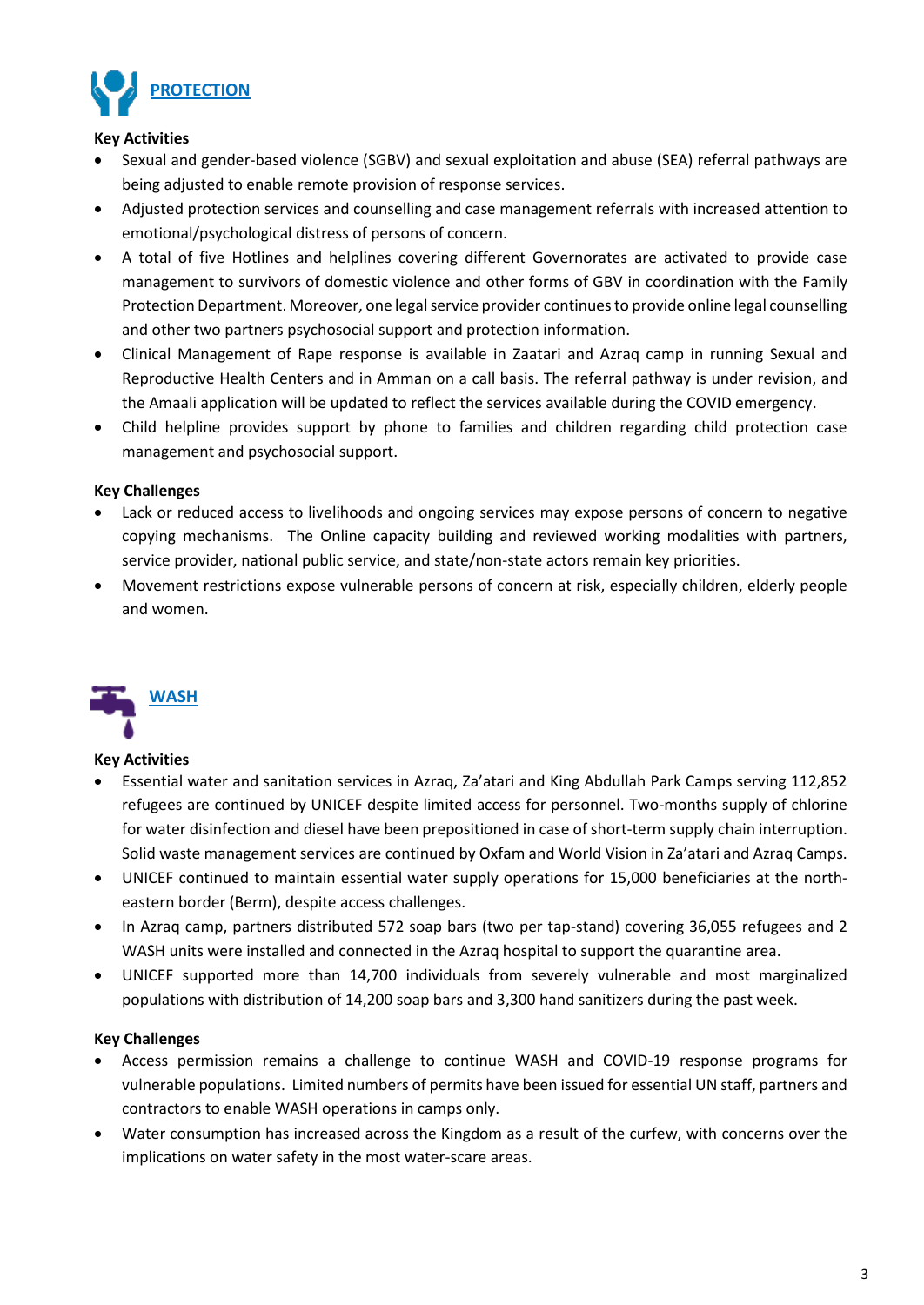## PROTECTION

**Key Activities**

- Sexual and gender-based violence (SGBV) and sexual exploitation and abuse (SEA) referral pathways are being adjusted to enable remote provision of response services.
- Adjusted protection services and counselling and case management referrals with increased attention to emotional/psychological distress of persons of concern.
- A total of five Hotlines and helplines covering different Governorates are activated to provide case management to survivors of domestic violence and other forms of GBV in coordination with the Family Protection Department. Moreover, one legal service provider continues to provide online legal counselling and other two partners psychosocial support and protection information.
- Clinical Management of Rape response is available in Zaatari and Azraq camp in running Sexual and Reproductive Health Centers and in Amman on a call basis. The referral pathway is under revision, and the Amaali application will be updated to reflect the services available during the COVID emergency.
- Child helpline provides support by phone to families and children regarding child protection case management and psychosocial support.

**Key Challenges**

- Lack or reduced access to livelihoods and ongoing services may expose persons of concern to negative copying mechanisms. The Online capacity building and reviewed working modalities with partners, service provider, national public service, and state/non-state actors remain key priorities.
- Movement restrictions expose vulnerable persons of concern at risk, especially children, elderly people and women.

## WASH

**Key Activities**

- Essential water and sanitation services in Azraq, Za'atari and King Abdullah Park Camps serving 112,852 refugees are continued by UNICEF despite limited access for personnel. Two-months supply of chlorine for water disinfection and diesel have been prepositioned in case of short-term supply chain interruption. Solid waste management services are continued by Oxfam and World Vision in Za'atari and Azraq Camps.
- UNICEF continued to maintain essential water supply operations for 15,000 beneficiaries at the north-eastern border (Berm), despite access challenges.
- In Azraq camp, partners distributed 572 soap bars (two per tap-stand) covering 36,055 refugees and 2 WASH units were installed and connected in the Azraq hospital to support the quarantine area.
- UNICEF supported more than 14,700 individuals from severely vulnerable and most marginalized populations with distribution of 14,200 soap bars and 3,300 hand sanitizers during the past week.

**Key Challenges**

- Access permission remains a challenge to continue WASH and COVID-19 response programs for vulnerable populations. Limited numbers of permits have been issued for essential UN staff, partners and contractors to enable WASH operations in camps only.
- Water consumption has increased across the Kingdom as a result of the curfew, with concerns over the implications on water safety in the most water-scare areas.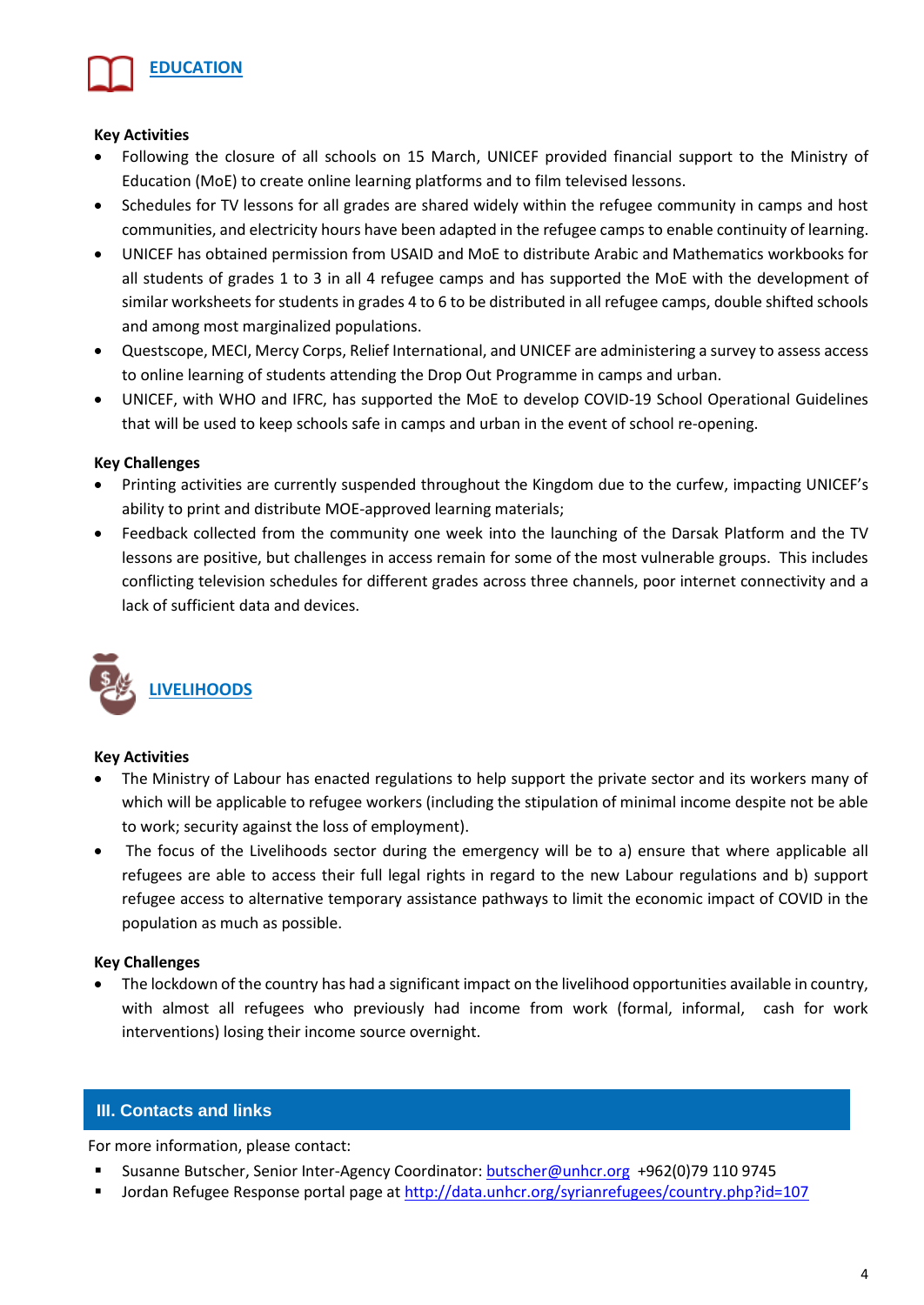## EDUCATION

**Key Activities**

- Following the closure of all schools on 15 March, UNICEF provided financial support to the Ministry of Education (MoE) to create online learning platforms and to film televised lessons.
- Schedules for TV lessons for all grades are shared widely within the refugee community in camps and host communities, and electricity hours have been adapted in the refugee camps to enable continuity of learning.
- UNICEF has obtained permission from USAID and MoE to distribute Arabic and Mathematics workbooks for all students of grades 1 to 3 in all 4 refugee camps and has supported the MoE with the development of similar worksheets for students in grades 4 to 6 to be distributed in all refugee camps, double shifted schools and among most marginalized populations.
- Questscope, MECI, Mercy Corps, Relief International, and UNICEF are administering a survey to assess access to online learning of students attending the Drop Out Programme in camps and urban.
- UNICEF, with WHO and IFRC, has supported the MoE to develop COVID-19 School Operational Guidelines that will be used to keep schools safe in camps and urban in the event of school re-opening.

**Key Challenges**

- Printing activities are currently suspended throughout the Kingdom due to the curfew, impacting UNICEF's ability to print and distribute MOE-approved learning materials;
- Feedback collected from the community one week into the launching of the Darsak Platform and the TV lessons are positive, but challenges in access remain for some of the most vulnerable groups. This includes conflicting television schedules for different grades across three channels, poor internet connectivity and a lack of sufficient data and devices.

## LIVELIHOODS

**Key Activities**

- The Ministry of Labour has enacted regulations to help support the private sector and its workers many of which will be applicable to refugee workers (including the stipulation of minimal income despite not be able to work; security against the loss of employment).
- The focus of the Livelihoods sector during the emergency will be to a) ensure that where applicable all refugees are able to access their full legal rights in regard to the new Labour regulations and b) support refugee access to alternative temporary assistance pathways to limit the economic impact of COVID in the population as much as possible.

**Key Challenges**

- The lockdown of the country has had a significant impact on the livelihood opportunities available in country, with almost all refugees who previously had income from work (formal, informal, cash for work interventions) losing their income source overnight.

## III. Contacts and links

For more information, please contact:

- Susanne Butscher, Senior Inter-Agency Coordinator: butscher@unhcr.org +962(0)79 110 9745
- Jordan Refugee Response portal page at http://data.unhcr.org/syrianrefugees/country.php?id=107